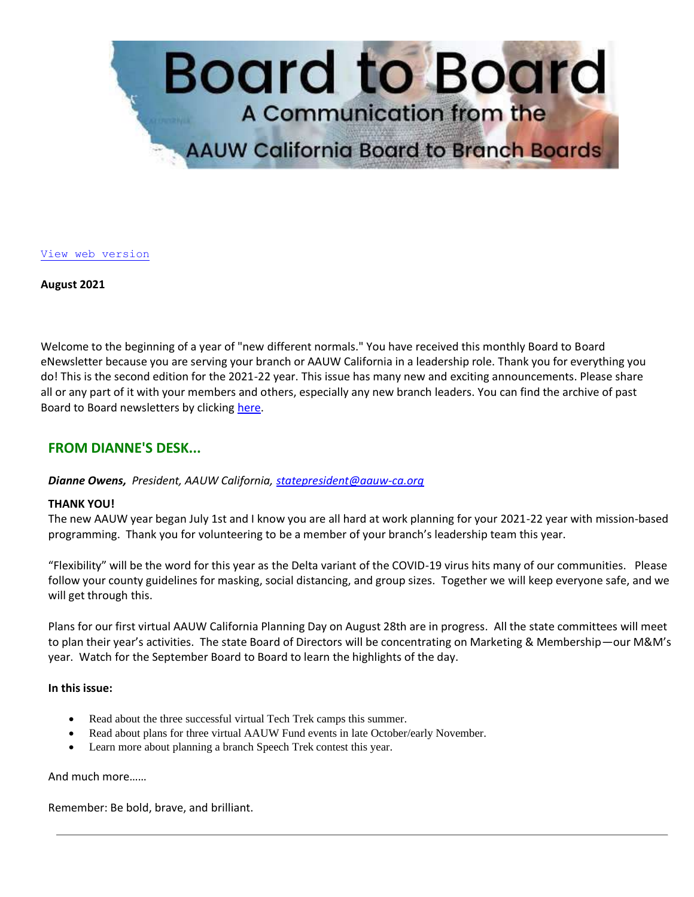# Board to Board

A Communication from the

AAUW California Board to Branch Boards

[View web version]

**August 2021**

Welcome to the beginning of a year of "new different normals." You have received this monthly Board to Board eNewsletter because you are serving your branch or AAUW California in a leadership role. Thank you for everything you do! This is the second edition for the 2021-22 year. This issue has many new and exciting announcements. Please share all or any part of it with your members and others, especially any new branch leaders. You can find the archive of past Board to Board newsletters by clicking here.

## FROM DIANNE'S DESK...

***Dianne Owens,*** *President, AAUW California, statepresident@aauw-ca.org*

**THANK YOU!**

The new AAUW year began July 1st and I know you are all hard at work planning for your 2021-22 year with mission-based programming. Thank you for volunteering to be a member of your branch's leadership team this year.

"Flexibility" will be the word for this year as the Delta variant of the COVID-19 virus hits many of our communities. Please follow your county guidelines for masking, social distancing, and group sizes. Together we will keep everyone safe, and we will get through this.

Plans for our first virtual AAUW California Planning Day on August 28th are in progress. All the state committees will meet to plan their year's activities. The state Board of Directors will be concentrating on Marketing & Membership—our M&M's year. Watch for the September Board to Board to learn the highlights of the day.

**In this issue:**

- Read about the three successful virtual Tech Trek camps this summer.
- Read about plans for three virtual AAUW Fund events in late October/early November.
- Learn more about planning a branch Speech Trek contest this year.

And much more……

Remember: Be bold, brave, and brilliant.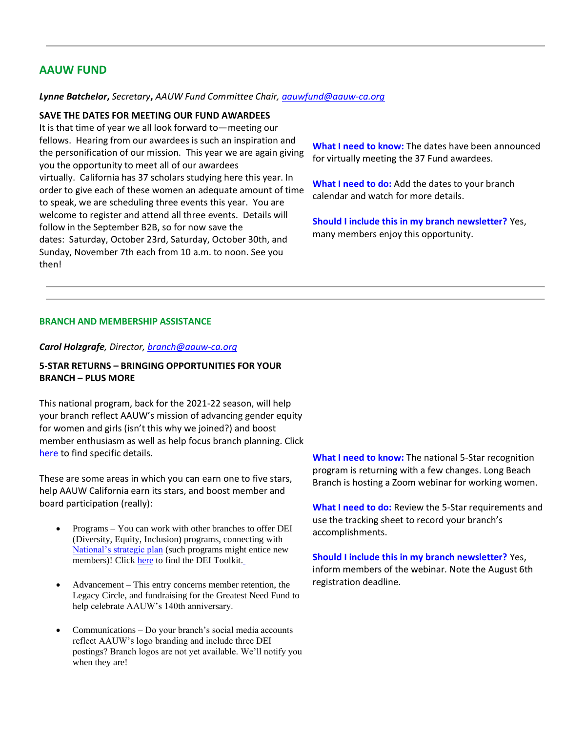---

## AAUW FUND

***Lynne Batchelor**, Secretary**,** AAUW Fund Committee Chair, [aauwfund@aauw-ca.org](mailto:aauwfund@aauw-ca.org)*

**SAVE THE DATES FOR MEETING OUR FUND AWARDEES**

It is that time of year we all look forward to—meeting our fellows. Hearing from our awardees is such an inspiration and the personification of our mission. This year we are again giving you the opportunity to meet all of our awardees virtually. California has 37 scholars studying here this year. In order to give each of these women an adequate amount of time to speak, we are scheduling three events this year. You are welcome to register and attend all three events. Details will follow in the September B2B, so for now save the dates: Saturday, October 23rd, Saturday, October 30th, and Sunday, November 7th each from 10 a.m. to noon. See you then!

**What I need to know:** The dates have been announced for virtually meeting the 37 Fund awardees.

**What I need to do:** Add the dates to your branch calendar and watch for more details.

**Should I include this in my branch newsletter?** Yes, many members enjoy this opportunity.

---

---

### BRANCH AND MEMBERSHIP ASSISTANCE

***Carol Holzgrafe**, Director, [branch@aauw-ca.org](mailto:branch@aauw-ca.org)*

**5-STAR RETURNS – BRINGING OPPORTUNITIES FOR YOUR BRANCH – PLUS MORE**

This national program, back for the 2021-22 season, will help your branch reflect AAUW's mission of advancing gender equity for women and girls (isn't this why we joined?) and boost member enthusiasm as well as help focus branch planning. Click here to find specific details.

These are some areas in which you can earn one to five stars, help AAUW California earn its stars, and boost member and board participation (really):

- Programs – You can work with other branches to offer DEI (Diversity, Equity, Inclusion) programs, connecting with National's strategic plan (such programs might entice new members)! Click here to find the DEI Toolkit.
- Advancement – This entry concerns member retention, the Legacy Circle, and fundraising for the Greatest Need Fund to help celebrate AAUW's 140th anniversary.
- Communications – Do your branch's social media accounts reflect AAUW's logo branding and include three DEI postings? Branch logos are not yet available. We'll notify you when they are!

**What I need to know:** The national 5-Star recognition program is returning with a few changes. Long Beach Branch is hosting a Zoom webinar for working women.

**What I need to do:** Review the 5-Star requirements and use the tracking sheet to record your branch's accomplishments.

**Should I include this in my branch newsletter?** Yes, inform members of the webinar. Note the August 6th registration deadline.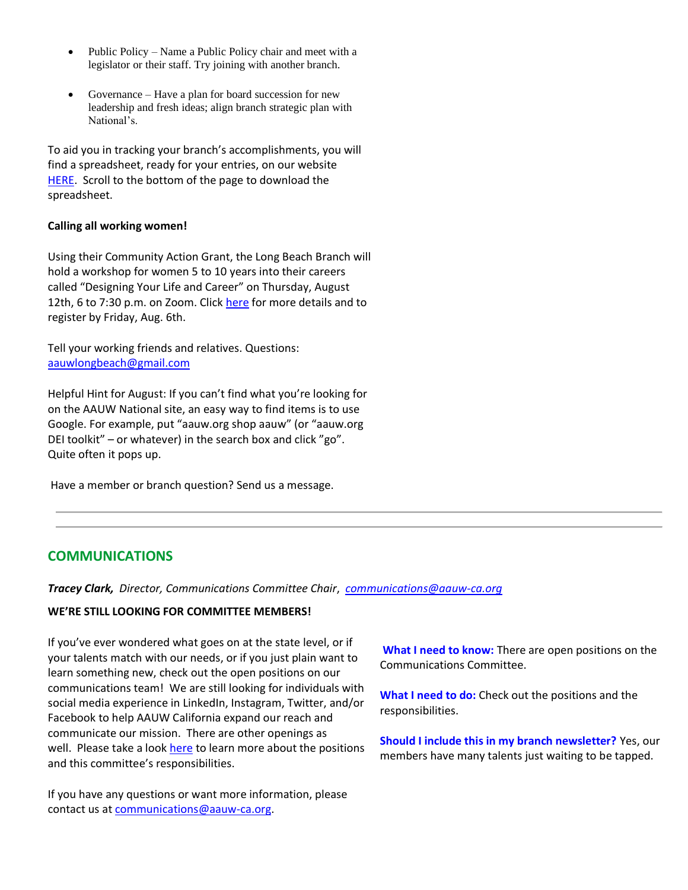- Public Policy – Name a Public Policy chair and meet with a legislator or their staff. Try joining with another branch.

- Governance – Have a plan for board succession for new leadership and fresh ideas; align branch strategic plan with National's.

To aid you in tracking your branch's accomplishments, you will find a spreadsheet, ready for your entries, on our website HERE. Scroll to the bottom of the page to download the spreadsheet.

**Calling all working women!**

Using their Community Action Grant, the Long Beach Branch will hold a workshop for women 5 to 10 years into their careers called "Designing Your Life and Career" on Thursday, August 12th, 6 to 7:30 p.m. on Zoom. Click here for more details and to register by Friday, Aug. 6th.

Tell your working friends and relatives. Questions: aauwlongbeach@gmail.com

Helpful Hint for August: If you can't find what you're looking for on the AAUW National site, an easy way to find items is to use Google. For example, put "aauw.org shop aauw" (or "aauw.org DEI toolkit" – or whatever) in the search box and click "go". Quite often it pops up.

Have a member or branch question? Send us a message.

---

## COMMUNICATIONS

***Tracey Clark,*** *Director, Communications Committee Chair*, *communications@aauw-ca.org*

**WE'RE STILL LOOKING FOR COMMITTEE MEMBERS!**

If you've ever wondered what goes on at the state level, or if your talents match with our needs, or if you just plain want to learn something new, check out the open positions on our communications team! We are still looking for individuals with social media experience in LinkedIn, Instagram, Twitter, and/or Facebook to help AAUW California expand our reach and communicate our mission. There are other openings as well. Please take a look here to learn more about the positions and this committee's responsibilities.

If you have any questions or want more information, please contact us at communications@aauw-ca.org.

**What I need to know:** There are open positions on the Communications Committee.

**What I need to do:** Check out the positions and the responsibilities.

**Should I include this in my branch newsletter?** Yes, our members have many talents just waiting to be tapped.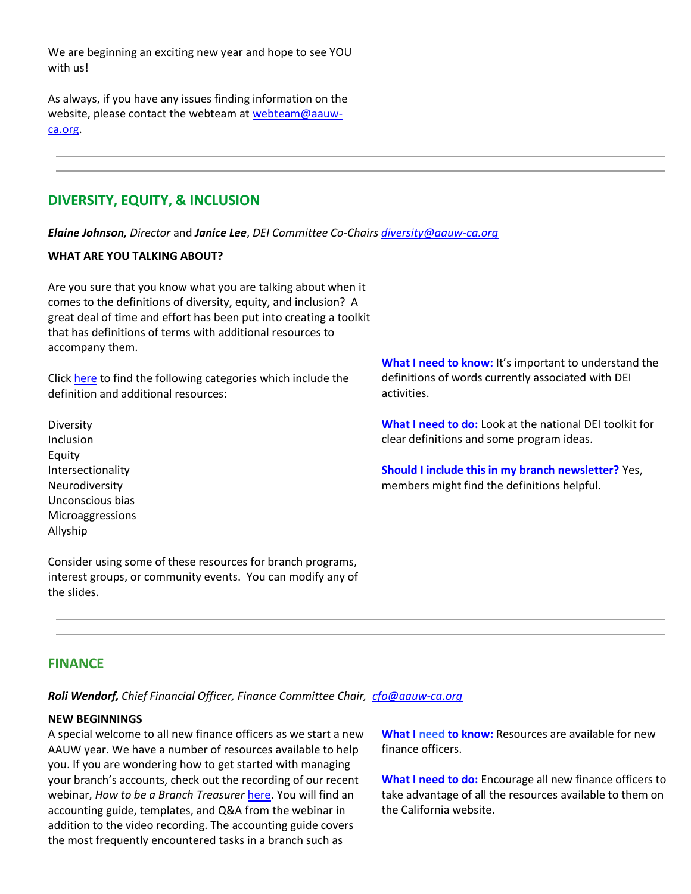We are beginning an exciting new year and hope to see YOU with us!

As always, if you have any issues finding information on the website, please contact the webteam at webteam@aauw-ca.org.

---

## DIVERSITY, EQUITY, & INCLUSION

***Elaine Johnson,*** *Director* and ***Janice Lee***, *DEI Committee Co-Chairs* *diversity@aauw-ca.org*

**WHAT ARE YOU TALKING ABOUT?**

Are you sure that you know what you are talking about when it comes to the definitions of diversity, equity, and inclusion? A great deal of time and effort has been put into creating a toolkit that has definitions of terms with additional resources to accompany them.

Click here to find the following categories which include the definition and additional resources:

Diversity
Inclusion
Equity
Intersectionality
Neurodiversity
Unconscious bias
Microaggressions
Allyship

Consider using some of these resources for branch programs, interest groups, or community events. You can modify any of the slides.

**What I need to know:** It's important to understand the definitions of words currently associated with DEI activities.

**What I need to do:** Look at the national DEI toolkit for clear definitions and some program ideas.

**Should I include this in my branch newsletter?** Yes, members might find the definitions helpful.

---

## FINANCE

***Roli Wendorf,*** *Chief Financial Officer, Finance Committee Chair,* *cfo@aauw-ca.org*

**NEW BEGINNINGS**

A special welcome to all new finance officers as we start a new AAUW year. We have a number of resources available to help you. If you are wondering how to get started with managing your branch's accounts, check out the recording of our recent webinar, *How to be a Branch Treasurer* here. You will find an accounting guide, templates, and Q&A from the webinar in addition to the video recording. The accounting guide covers the most frequently encountered tasks in a branch such as

**What I need to know:** Resources are available for new finance officers.

**What I need to do:** Encourage all new finance officers to take advantage of all the resources available to them on the California website.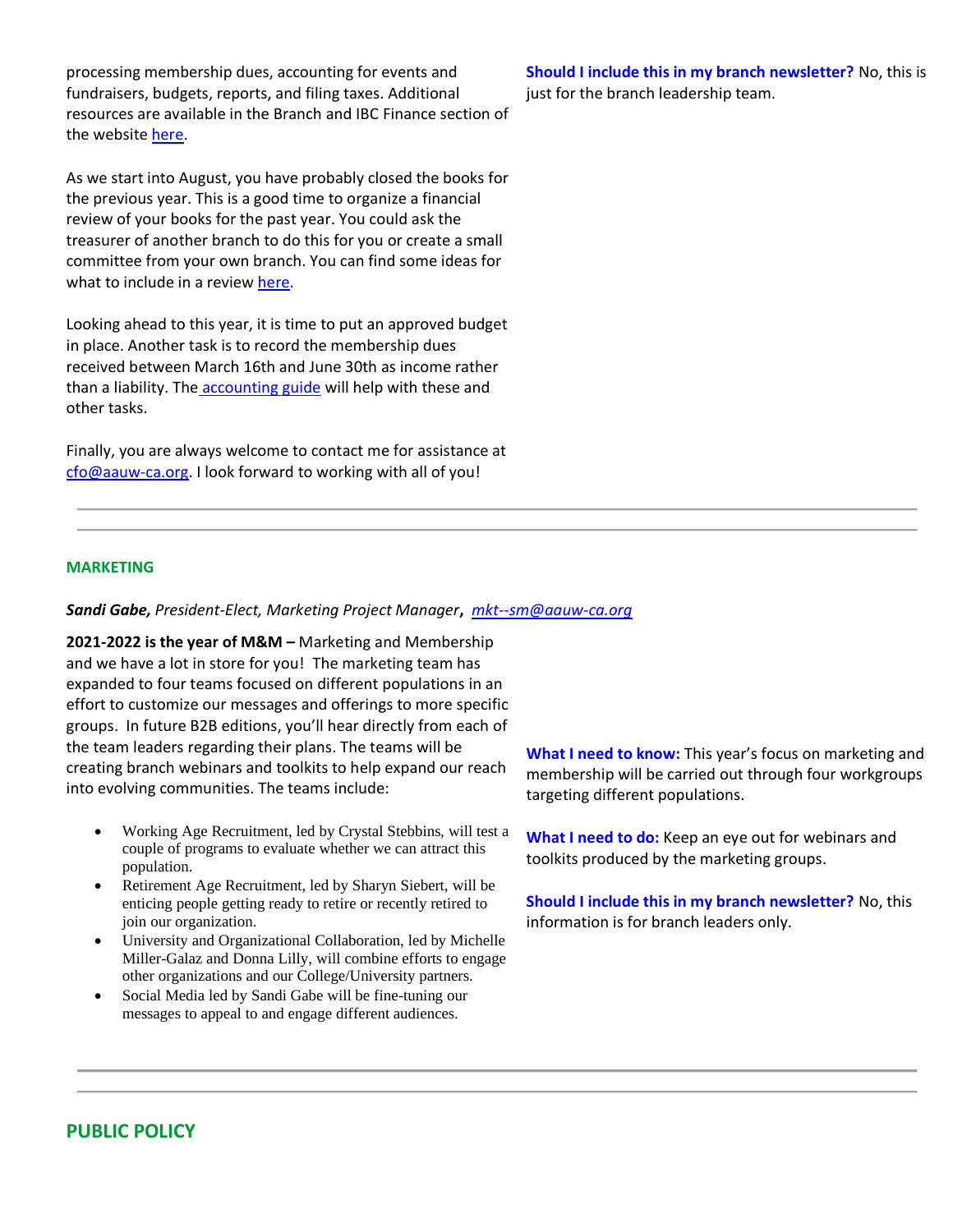processing membership dues, accounting for events and fundraisers, budgets, reports, and filing taxes. Additional resources are available in the Branch and IBC Finance section of the website [here](#).

As we start into August, you have probably closed the books for the previous year. This is a good time to organize a financial review of your books for the past year. You could ask the treasurer of another branch to do this for you or create a small committee from your own branch. You can find some ideas for what to include in a review [here](#).

Looking ahead to this year, it is time to put an approved budget in place. Another task is to record the membership dues received between March 16th and June 30th as income rather than a liability. The [accounting guide](#) will help with these and other tasks.

Finally, you are always welcome to contact me for assistance at cfo@aauw-ca.org. I look forward to working with all of you!

**Should I include this in my branch newsletter?** No, this is just for the branch leadership team.

---

## MARKETING

***Sandi Gabe,*** *President-Elect, Marketing Project Manager*, *mkt--sm@aauw-ca.org*

**2021-2022 is the year of M&M –** Marketing and Membership and we have a lot in store for you! The marketing team has expanded to four teams focused on different populations in an effort to customize our messages and offerings to more specific groups. In future B2B editions, you'll hear directly from each of the team leaders regarding their plans. The teams will be creating branch webinars and toolkits to help expand our reach into evolving communities. The teams include:

- Working Age Recruitment, led by Crystal Stebbins, will test a couple of programs to evaluate whether we can attract this population.
- Retirement Age Recruitment, led by Sharyn Siebert, will be enticing people getting ready to retire or recently retired to join our organization.
- University and Organizational Collaboration, led by Michelle Miller-Galaz and Donna Lilly, will combine efforts to engage other organizations and our College/University partners.
- Social Media led by Sandi Gabe will be fine-tuning our messages to appeal to and engage different audiences.

**What I need to know:** This year's focus on marketing and membership will be carried out through four workgroups targeting different populations.

**What I need to do:** Keep an eye out for webinars and toolkits produced by the marketing groups.

**Should I include this in my branch newsletter?** No, this information is for branch leaders only.

---

## PUBLIC POLICY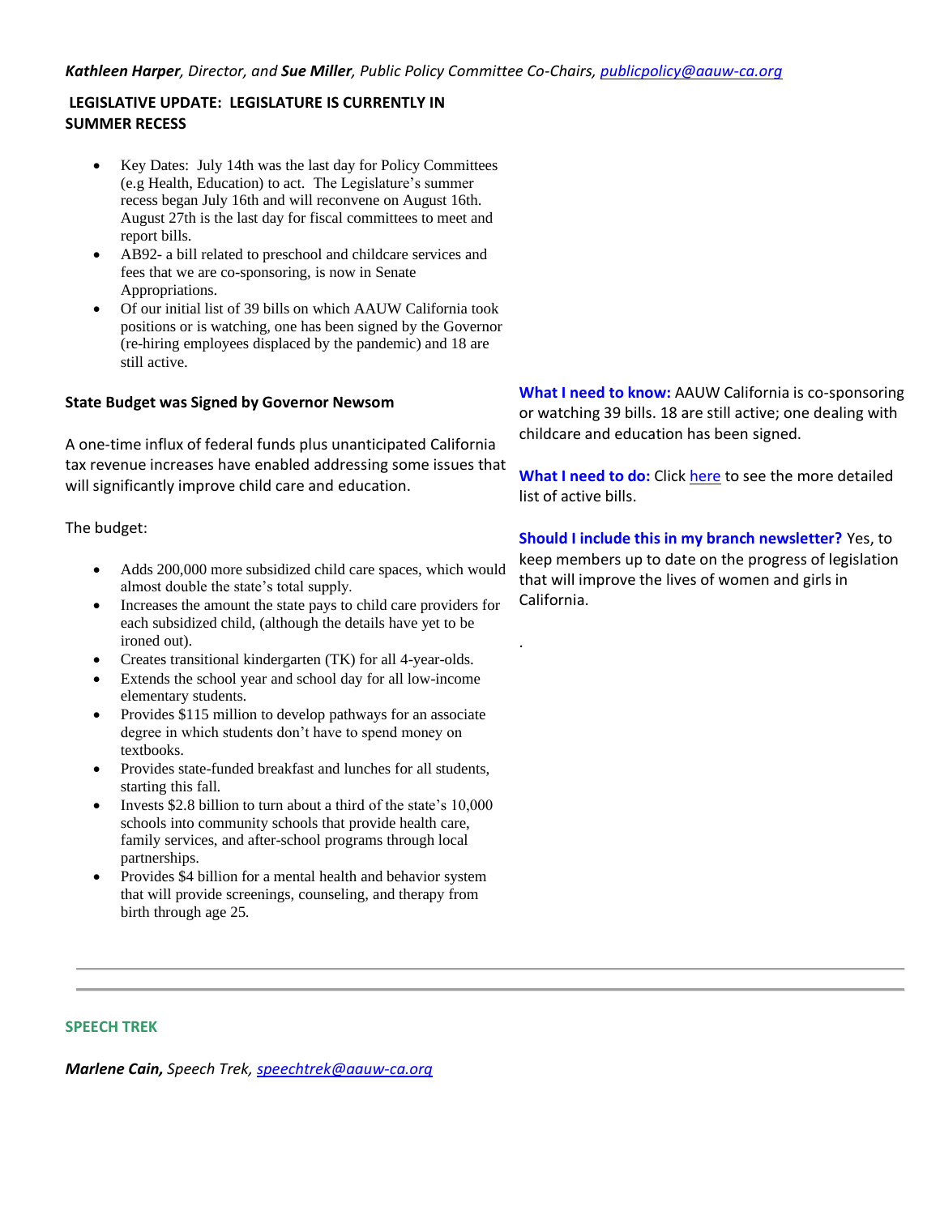***Kathleen Harper**, Director, and **Sue Miller**, Public Policy Committee Co-Chairs, publicpolicy@aauw-ca.org*

**LEGISLATIVE UPDATE: LEGISLATURE IS CURRENTLY IN SUMMER RECESS**

- Key Dates: July 14th was the last day for Policy Committees (e.g Health, Education) to act. The Legislature's summer recess began July 16th and will reconvene on August 16th. August 27th is the last day for fiscal committees to meet and report bills.
- AB92- a bill related to preschool and childcare services and fees that we are co-sponsoring, is now in Senate Appropriations.
- Of our initial list of 39 bills on which AAUW California took positions or is watching, one has been signed by the Governor (re-hiring employees displaced by the pandemic) and 18 are still active.

**State Budget was Signed by Governor Newsom**

A one-time influx of federal funds plus unanticipated California tax revenue increases have enabled addressing some issues that will significantly improve child care and education.

The budget:

- Adds 200,000 more subsidized child care spaces, which would almost double the state's total supply.
- Increases the amount the state pays to child care providers for each subsidized child, (although the details have yet to be ironed out).
- Creates transitional kindergarten (TK) for all 4-year-olds.
- Extends the school year and school day for all low-income elementary students.
- Provides $115 million to develop pathways for an associate degree in which students don't have to spend money on textbooks.
- Provides state-funded breakfast and lunches for all students, starting this fall.
- Invests $2.8 billion to turn about a third of the state's 10,000 schools into community schools that provide health care, family services, and after-school programs through local partnerships.
- Provides $4 billion for a mental health and behavior system that will provide screenings, counseling, and therapy from birth through age 25.

**What I need to know:** AAUW California is co-sponsoring or watching 39 bills. 18 are still active; one dealing with childcare and education has been signed.

**What I need to do:** Click here to see the more detailed list of active bills.

**Should I include this in my branch newsletter?** Yes, to keep members up to date on the progress of legislation that will improve the lives of women and girls in California.

---

**SPEECH TREK**

***Marlene Cain,** Speech Trek, speechtrek@aauw-ca.org*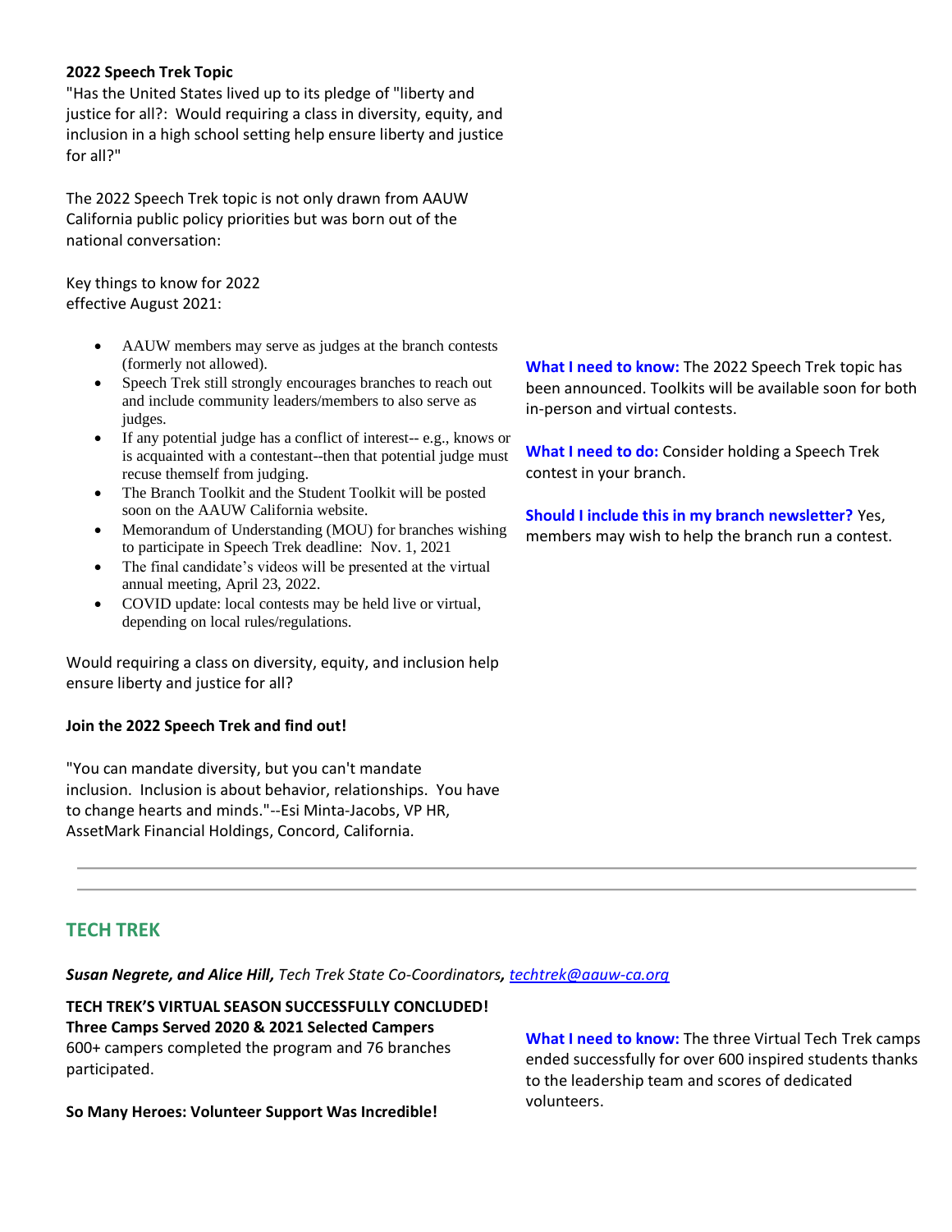**2022 Speech Trek Topic**
"Has the United States lived up to its pledge of "liberty and justice for all?: Would requiring a class in diversity, equity, and inclusion in a high school setting help ensure liberty and justice for all?"

The 2022 Speech Trek topic is not only drawn from AAUW California public policy priorities but was born out of the national conversation:

Key things to know for 2022
effective August 2021:

- AAUW members may serve as judges at the branch contests (formerly not allowed).
- Speech Trek still strongly encourages branches to reach out and include community leaders/members to also serve as judges.
- If any potential judge has a conflict of interest-- e.g., knows or is acquainted with a contestant--then that potential judge must recuse themself from judging.
- The Branch Toolkit and the Student Toolkit will be posted soon on the AAUW California website.
- Memorandum of Understanding (MOU) for branches wishing to participate in Speech Trek deadline: Nov. 1, 2021
- The final candidate's videos will be presented at the virtual annual meeting, April 23, 2022.
- COVID update: local contests may be held live or virtual, depending on local rules/regulations.

Would requiring a class on diversity, equity, and inclusion help ensure liberty and justice for all?

**Join the 2022 Speech Trek and find out!**

"You can mandate diversity, but you can't mandate inclusion. Inclusion is about behavior, relationships. You have to change hearts and minds."--Esi Minta-Jacobs, VP HR, AssetMark Financial Holdings, Concord, California.

**What I need to know:** The 2022 Speech Trek topic has been announced. Toolkits will be available soon for both in-person and virtual contests.

**What I need to do:** Consider holding a Speech Trek contest in your branch.

**Should I include this in my branch newsletter?** Yes, members may wish to help the branch run a contest.

---

## TECH TREK

***Susan Negrete, and Alice Hill,*** *Tech Trek State Co-Coordinators, techtrek@aauw-ca.org*

**TECH TREK'S VIRTUAL SEASON SUCCESSFULLY CONCLUDED!**
**Three Camps Served 2020 & 2021 Selected Campers**
600+ campers completed the program and 76 branches participated.

**So Many Heroes: Volunteer Support Was Incredible!**

**What I need to know:** The three Virtual Tech Trek camps ended successfully for over 600 inspired students thanks to the leadership team and scores of dedicated volunteers.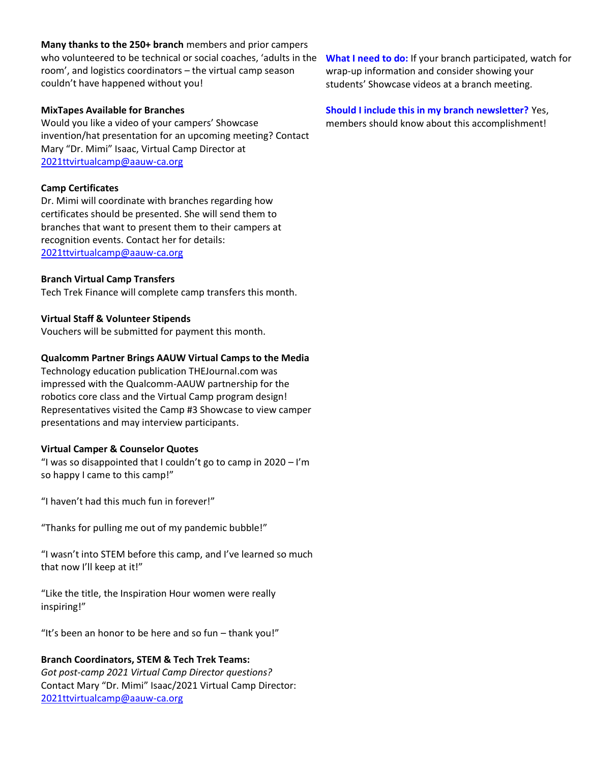**Many thanks to the 250+ branch** members and prior campers who volunteered to be technical or social coaches, 'adults in the room', and logistics coordinators – the virtual camp season couldn't have happened without you!

**MixTapes Available for Branches**
Would you like a video of your campers' Showcase invention/hat presentation for an upcoming meeting? Contact Mary "Dr. Mimi" Isaac, Virtual Camp Director at [2021ttvirtualcamp@aauw-ca.org](mailto:2021ttvirtualcamp@aauw-ca.org)

**Camp Certificates**
Dr. Mimi will coordinate with branches regarding how certificates should be presented. She will send them to branches that want to present them to their campers at recognition events. Contact her for details: [2021ttvirtualcamp@aauw-ca.org](mailto:2021ttvirtualcamp@aauw-ca.org)

**Branch Virtual Camp Transfers**
Tech Trek Finance will complete camp transfers this month.

**Virtual Staff & Volunteer Stipends**
Vouchers will be submitted for payment this month.

**Qualcomm Partner Brings AAUW Virtual Camps to the Media**
Technology education publication THEJournal.com was impressed with the Qualcomm-AAUW partnership for the robotics core class and the Virtual Camp program design! Representatives visited the Camp #3 Showcase to view camper presentations and may interview participants.

**Virtual Camper & Counselor Quotes**
"I was so disappointed that I couldn't go to camp in 2020 – I'm so happy I came to this camp!"

"I haven't had this much fun in forever!"

"Thanks for pulling me out of my pandemic bubble!"

"I wasn't into STEM before this camp, and I've learned so much that now I'll keep at it!"

"Like the title, the Inspiration Hour women were really inspiring!"

"It's been an honor to be here and so fun – thank you!"

**Branch Coordinators, STEM & Tech Trek Teams:**
*Got post-camp 2021 Virtual Camp Director questions?*
Contact Mary "Dr. Mimi" Isaac/2021 Virtual Camp Director: [2021ttvirtualcamp@aauw-ca.org](mailto:2021ttvirtualcamp@aauw-ca.org)

**What I need to do:** If your branch participated, watch for wrap-up information and consider showing your students' Showcase videos at a branch meeting.

**Should I include this in my branch newsletter?** Yes, members should know about this accomplishment!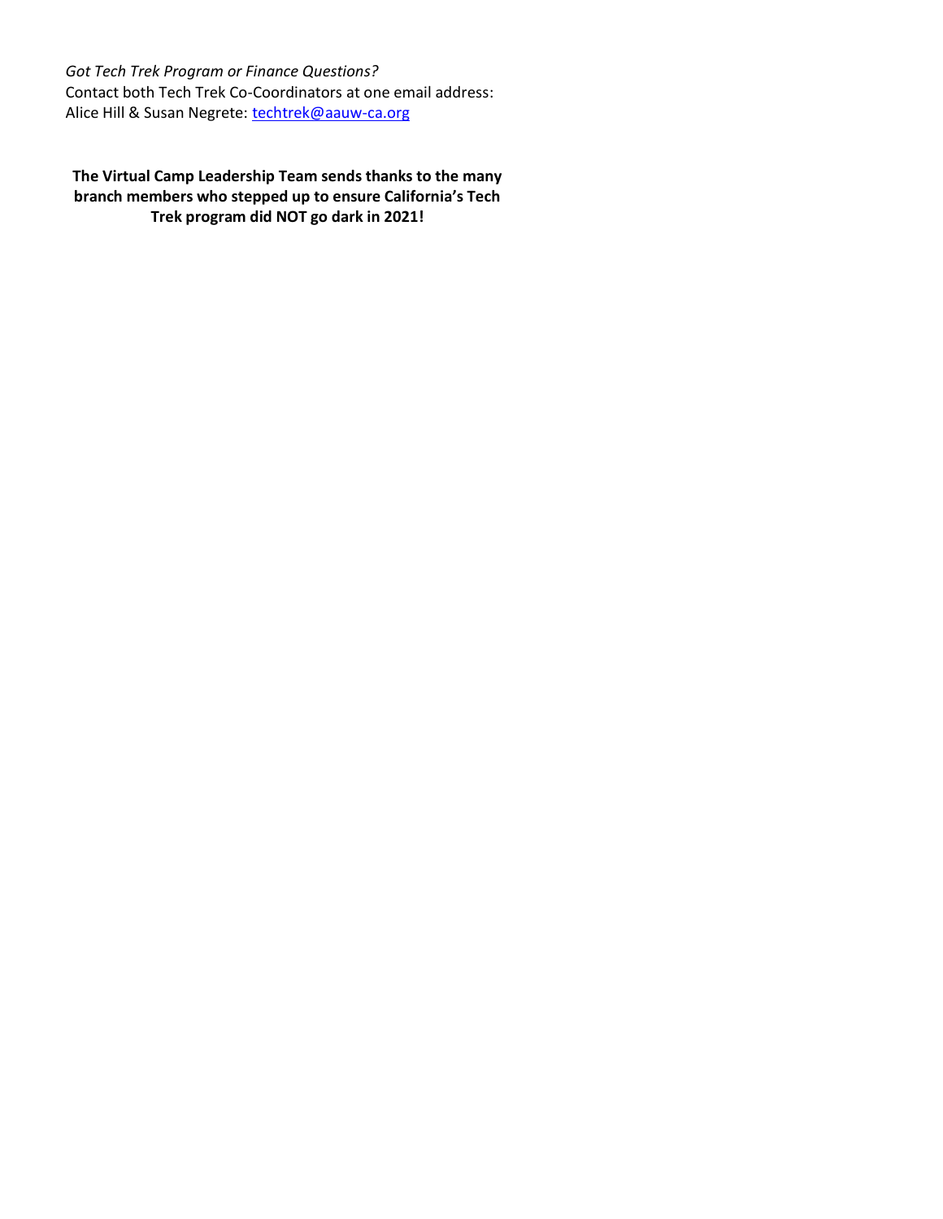*Got Tech Trek Program or Finance Questions?*
Contact both Tech Trek Co-Coordinators at one email address:
Alice Hill & Susan Negrete: techtrek@aauw-ca.org

**The Virtual Camp Leadership Team sends thanks to the many branch members who stepped up to ensure California's Tech Trek program did NOT go dark in 2021!**